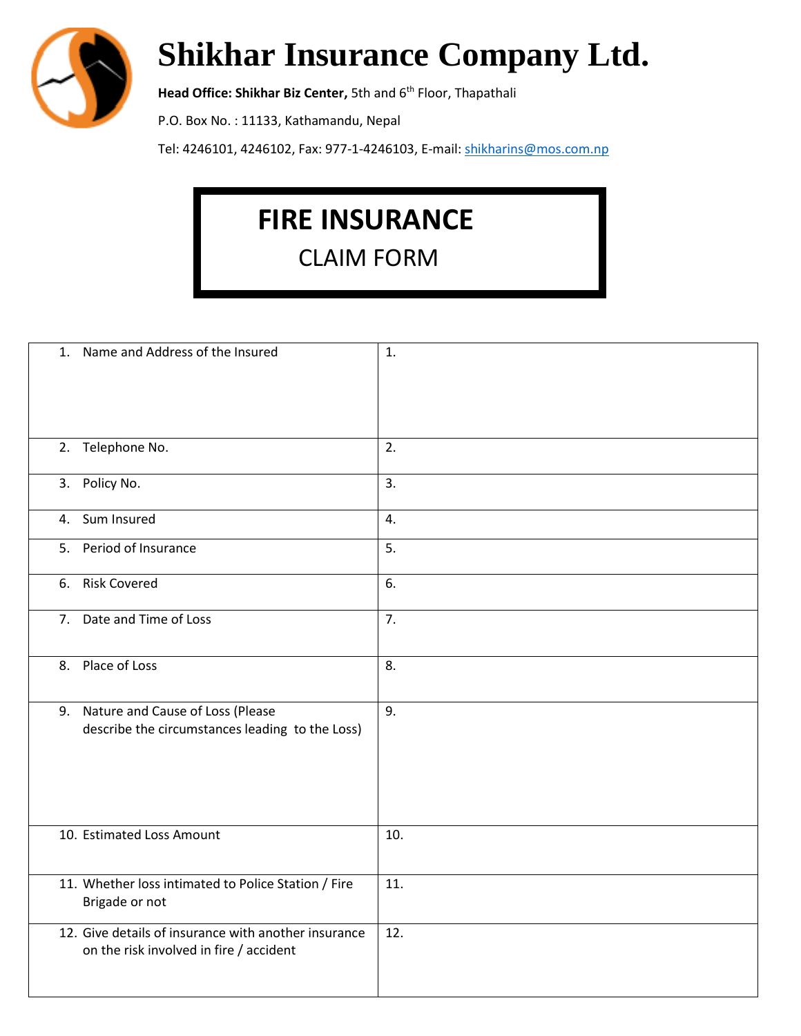# Shikhar Insurance Company Ltd.

**Head Office: Shikhar Biz Center,** 5th and 6th Floor, Thapathali

P.O. Box No. : 11133, Kathamandu, Nepal

Tel: 4246101, 4246102, Fax: 977-1-4246103, E-mail: shikharins@mos.com.np

## FIRE INSURANCE

CLAIM FORM

| | |
|---|---|
| 1. Name and Address of the Insured | 1. |
| 2. Telephone No. | 2. |
| 3. Policy No. | 3. |
| 4. Sum Insured | 4. |
| 5. Period of Insurance | 5. |
| 6. Risk Covered | 6. |
| 7. Date and Time of Loss | 7. |
| 8. Place of Loss | 8. |
| 9. Nature and Cause of Loss (Please describe the circumstances leading to the Loss) | 9. |
| 10. Estimated Loss Amount | 10. |
| 11. Whether loss intimated to Police Station / Fire Brigade or not | 11. |
| 12. Give details of insurance with another insurance on the risk involved in fire / accident | 12. |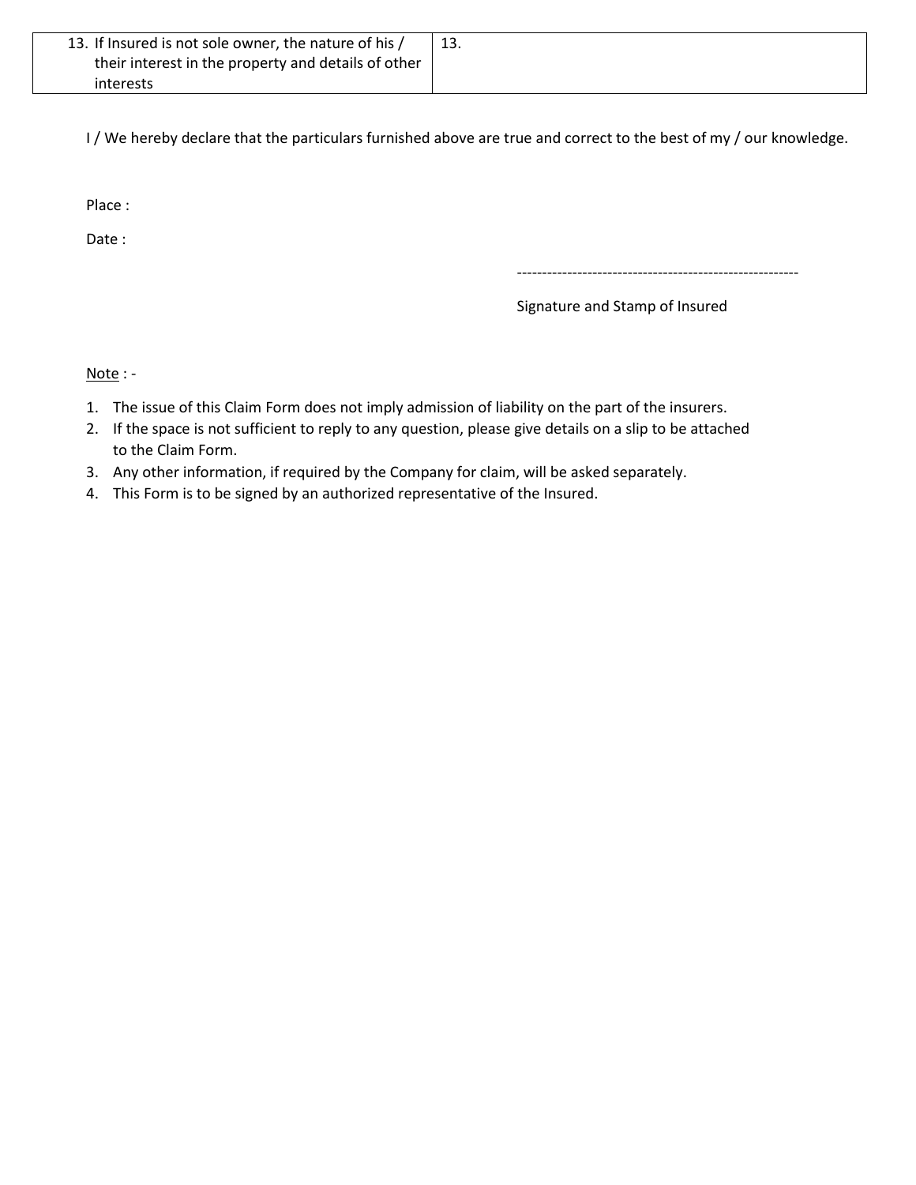| | |
|---|---|
| 13. If Insured is not sole owner, the nature of his / their interest in the property and details of other interests | 13. |

I / We hereby declare that the particulars furnished above are true and correct to the best of my / our knowledge.

Place :

Date :

---------------------------------------------------------

Signature and Stamp of Insured

Note : -

1. The issue of this Claim Form does not imply admission of liability on the part of the insurers.
2. If the space is not sufficient to reply to any question, please give details on a slip to be attached to the Claim Form.
3. Any other information, if required by the Company for claim, will be asked separately.
4. This Form is to be signed by an authorized representative of the Insured.